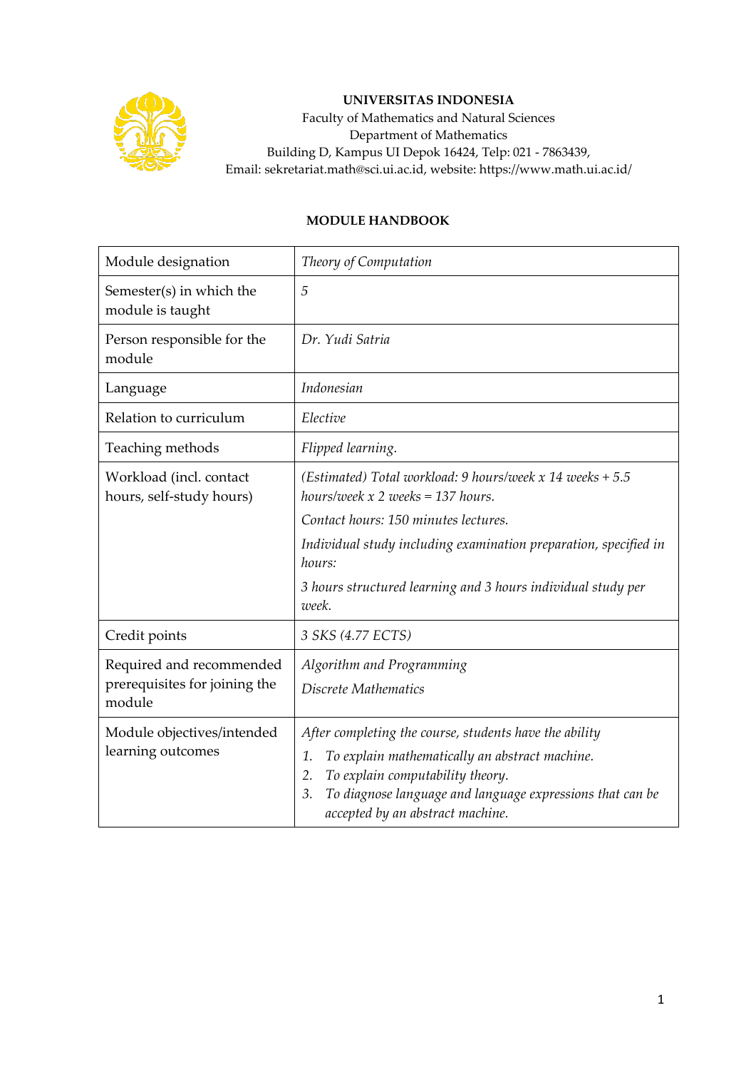**UNIVERSITAS INDONESIA**
Faculty of Mathematics and Natural Sciences
Department of Mathematics
Building D, Kampus UI Depok 16424, Telp: 021 - 7863439,
Email: sekretariat.math@sci.ui.ac.id, website: https://www.math.ui.ac.id/

## MODULE HANDBOOK

| | |
|---|---|
| Module designation | *Theory of Computation* |
| Semester(s) in which the module is taught | *5* |
| Person responsible for the module | *Dr. Yudi Satria* |
| Language | *Indonesian* |
| Relation to curriculum | *Elective* |
| Teaching methods | *Flipped learning.* |
| Workload (incl. contact hours, self-study hours) | *(Estimated) Total workload: 9 hours/week x 14 weeks + 5.5 hours/week x 2 weeks = 137 hours.*<br>*Contact hours: 150 minutes lectures.*<br>*Individual study including examination preparation, specified in hours:*<br>*3 hours structured learning and 3 hours individual study per week.* |
| Credit points | *3 SKS (4.77 ECTS)* |
| Required and recommended prerequisites for joining the module | *Algorithm and Programming*<br>*Discrete Mathematics* |
| Module objectives/intended learning outcomes | *After completing the course, students have the ability*<br>*1. To explain mathematically an abstract machine.*<br>*2. To explain computability theory.*<br>*3. To diagnose language and language expressions that can be accepted by an abstract machine.* |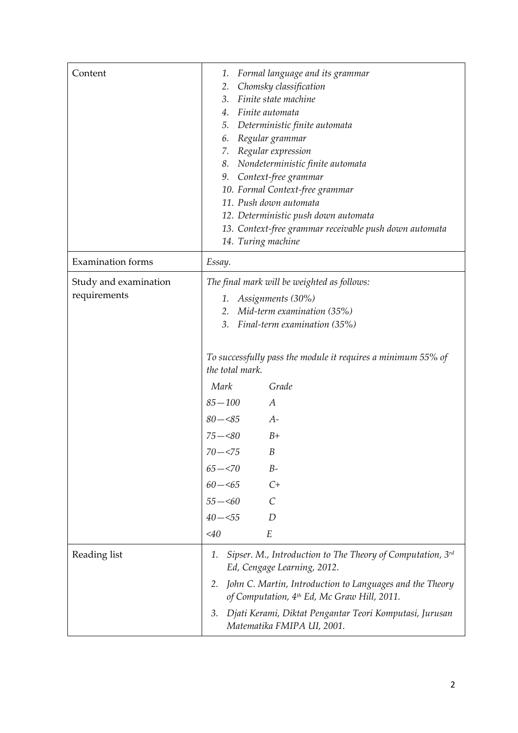| | |
|---|---|
| Content | 1. *Formal language and its grammar*<br>2. *Chomsky classification*<br>3. *Finite state machine*<br>4. *Finite automata*<br>5. *Deterministic finite automata*<br>6. *Regular grammar*<br>7. *Regular expression*<br>8. *Nondeterministic finite automata*<br>9. *Context-free grammar*<br>10. *Formal Context-free grammar*<br>11. *Push down automata*<br>12. *Deterministic push down automata*<br>13. *Context-free grammar receivable push down automata*<br>14. *Turing machine* |
| Examination forms | *Essay.* |
| Study and examination requirements | *The final mark will be weighted as follows:*<br>1. *Assignments (30%)*<br>2. *Mid-term examination (35%)*<br>3. *Final-term examination (35%)*<br><br>*To successfully pass the module it requires a minimum 55% of the total mark.*<br><br>*Mark — Grade*<br>*85—100 — A*<br>*80—<85 — A-*<br>*75—<80 — B+*<br>*70—<75 — B*<br>*65—<70 — B-*<br>*60—<65 — C+*<br>*55—<60 — C*<br>*40—<55 — D*<br>*<40 — E* |
| Reading list | 1. *Sipser. M., Introduction to The Theory of Computation, 3rd Ed, Cengage Learning, 2012.*<br>2. *John C. Martin, Introduction to Languages and the Theory of Computation, 4th Ed, Mc Graw Hill, 2011.*<br>3. *Djati Kerami, Diktat Pengantar Teori Komputasi, Jurusan Matematika FMIPA UI, 2001.* |